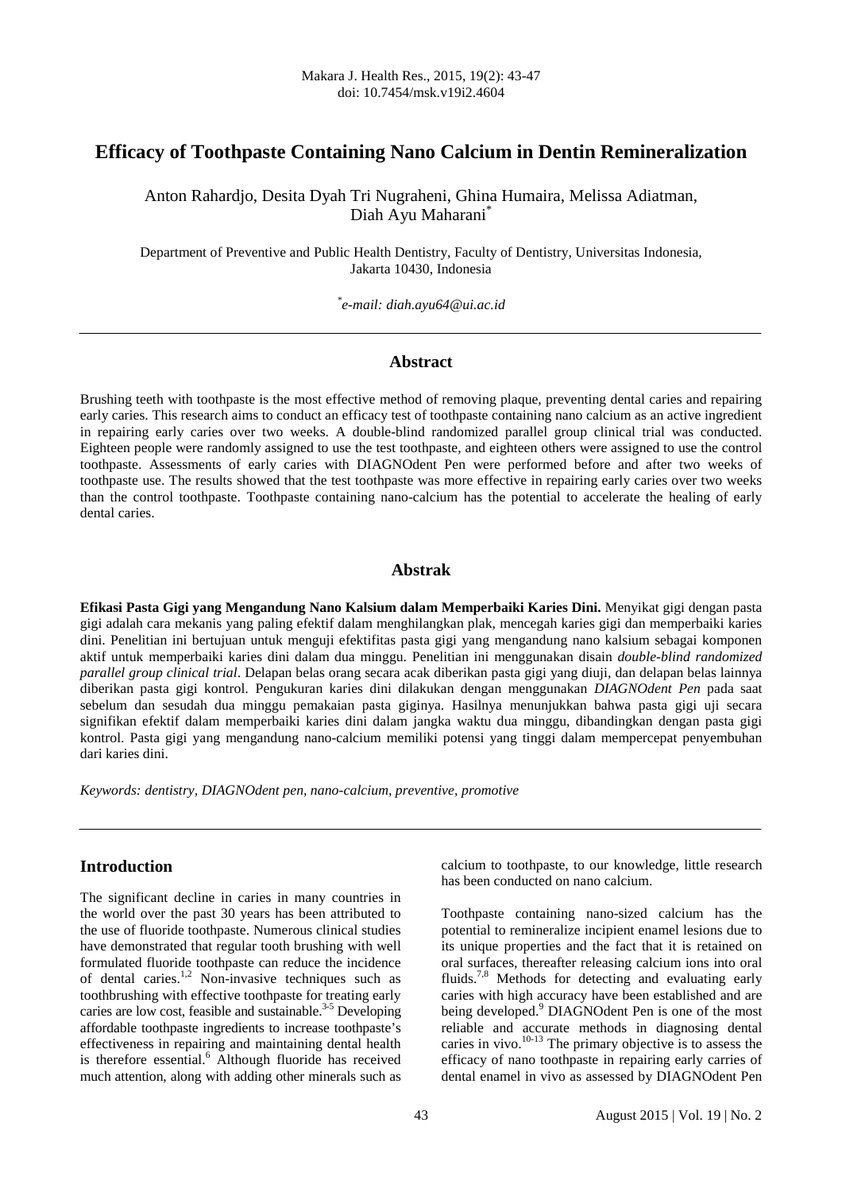# Efficacy of Toothpaste Containing Nano Calcium in Dentin Remineralization

Anton Rahardjo, Desita Dyah Tri Nugraheni, Ghina Humaira, Melissa Adiatman, Diah Ayu Maharani[*]

Department of Preventive and Public Health Dentistry, Faculty of Dentistry, Universitas Indonesia, Jakarta 10430, Indonesia

[*]*e-mail: diah.ayu64@ui.ac.id*

## Abstract

Brushing teeth with toothpaste is the most effective method of removing plaque, preventing dental caries and repairing early caries. This research aims to conduct an efficacy test of toothpaste containing nano calcium as an active ingredient in repairing early caries over two weeks. A double-blind randomized parallel group clinical trial was conducted. Eighteen people were randomly assigned to use the test toothpaste, and eighteen others were assigned to use the control toothpaste. Assessments of early caries with DIAGNOdent Pen were performed before and after two weeks of toothpaste use. The results showed that the test toothpaste was more effective in repairing early caries over two weeks than the control toothpaste. Toothpaste containing nano-calcium has the potential to accelerate the healing of early dental caries.

## Abstrak

**Efikasi Pasta Gigi yang Mengandung Nano Kalsium dalam Memperbaiki Karies Dini.** Menyikat gigi dengan pasta gigi adalah cara mekanis yang paling efektif dalam menghilangkan plak, mencegah karies gigi dan memperbaiki karies dini. Penelitian ini bertujuan untuk menguji efektifitas pasta gigi yang mengandung nano kalsium sebagai komponen aktif untuk memperbaiki karies dini dalam dua minggu. Penelitian ini menggunakan disain *double-blind randomized parallel group clinical trial*. Delapan belas orang secara acak diberikan pasta gigi yang diuji, dan delapan belas lainnya diberikan pasta gigi kontrol. Pengukuran karies dini dilakukan dengan menggunakan *DIAGNOdent Pen* pada saat sebelum dan sesudah dua minggu pemakaian pasta giginya. Hasilnya menunjukkan bahwa pasta gigi uji secara signifikan efektif dalam memperbaiki karies dini dalam jangka waktu dua minggu, dibandingkan dengan pasta gigi kontrol. Pasta gigi yang mengandung nano-calcium memiliki potensi yang tinggi dalam mempercepat penyembuhan dari karies dini.

*Keywords: dentistry, DIAGNOdent pen, nano-calcium, preventive, promotive*

## Introduction

The significant decline in caries in many countries in the world over the past 30 years has been attributed to the use of fluoride toothpaste. Numerous clinical studies have demonstrated that regular tooth brushing with well formulated fluoride toothpaste can reduce the incidence of dental caries.[1,2] Non-invasive techniques such as toothbrushing with effective toothpaste for treating early caries are low cost, feasible and sustainable.[3-5] Developing affordable toothpaste ingredients to increase toothpaste's effectiveness in repairing and maintaining dental health is therefore essential.[6] Although fluoride has received much attention, along with adding other minerals such as calcium to toothpaste, to our knowledge, little research has been conducted on nano calcium.

Toothpaste containing nano-sized calcium has the potential to remineralize incipient enamel lesions due to its unique properties and the fact that it is retained on oral surfaces, thereafter releasing calcium ions into oral fluids.[7,8] Methods for detecting and evaluating early caries with high accuracy have been established and are being developed.[9] DIAGNOdent Pen is one of the most reliable and accurate methods in diagnosing dental caries in vivo.[10-13] The primary objective is to assess the efficacy of nano toothpaste in repairing early carries of dental enamel in vivo as assessed by DIAGNOdent Pen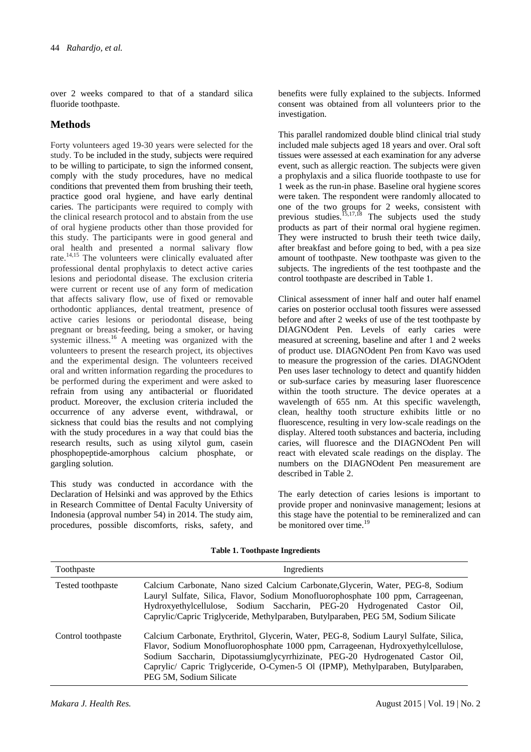over 2 weeks compared to that of a standard silica fluoride toothpaste.

## Methods

Forty volunteers aged 19-30 years were selected for the study. To be included in the study, subjects were required to be willing to participate, to sign the informed consent, comply with the study procedures, have no medical conditions that prevented them from brushing their teeth, practice good oral hygiene, and have early dentinal caries. The participants were required to comply with the clinical research protocol and to abstain from the use of oral hygiene products other than those provided for this study. The participants were in good general and oral health and presented a normal salivary flow rate.[14,15] The volunteers were clinically evaluated after professional dental prophylaxis to detect active caries lesions and periodontal disease. The exclusion criteria were current or recent use of any form of medication that affects salivary flow, use of fixed or removable orthodontic appliances, dental treatment, presence of active caries lesions or periodontal disease, being pregnant or breast-feeding, being a smoker, or having systemic illness.[16] A meeting was organized with the volunteers to present the research project, its objectives and the experimental design. The volunteers received oral and written information regarding the procedures to be performed during the experiment and were asked to refrain from using any antibacterial or fluoridated product. Moreover, the exclusion criteria included the occurrence of any adverse event, withdrawal, or sickness that could bias the results and not complying with the study procedures in a way that could bias the research results, such as using xilytol gum, casein phosphopeptide-amorphous calcium phosphate, or gargling solution.

This study was conducted in accordance with the Declaration of Helsinki and was approved by the Ethics in Research Committee of Dental Faculty University of Indonesia (approval number 54) in 2014. The study aim, procedures, possible discomforts, risks, safety, and benefits were fully explained to the subjects. Informed consent was obtained from all volunteers prior to the investigation.

This parallel randomized double blind clinical trial study included male subjects aged 18 years and over. Oral soft tissues were assessed at each examination for any adverse event, such as allergic reaction. The subjects were given a prophylaxis and a silica fluoride toothpaste to use for 1 week as the run-in phase. Baseline oral hygiene scores were taken. The respondent were randomly allocated to one of the two groups for 2 weeks, consistent with previous studies.[15,17,18] The subjects used the study products as part of their normal oral hygiene regimen. They were instructed to brush their teeth twice daily, after breakfast and before going to bed, with a pea size amount of toothpaste. New toothpaste was given to the subjects. The ingredients of the test toothpaste and the control toothpaste are described in Table 1.

Clinical assessment of inner half and outer half enamel caries on posterior occlusal tooth fissures were assessed before and after 2 weeks of use of the test toothpaste by DIAGNOdent Pen. Levels of early caries were measured at screening, baseline and after 1 and 2 weeks of product use. DIAGNOdent Pen from Kavo was used to measure the progression of the caries. DIAGNOdent Pen uses laser technology to detect and quantify hidden or sub-surface caries by measuring laser fluorescence within the tooth structure. The device operates at a wavelength of 655 nm. At this specific wavelength, clean, healthy tooth structure exhibits little or no fluorescence, resulting in very low-scale readings on the display. Altered tooth substances and bacteria, including caries, will fluoresce and the DIAGNOdent Pen will react with elevated scale readings on the display. The numbers on the DIAGNOdent Pen measurement are described in Table 2.

The early detection of caries lesions is important to provide proper and noninvasive management; lesions at this stage have the potential to be remineralized and can be monitored over time.[19]

**Table 1. Toothpaste Ingredients**

| Toothpaste | Ingredients |
|---|---|
| Tested toothpaste | Calcium Carbonate, Nano sized Calcium Carbonate,Glycerin, Water, PEG-8, Sodium Lauryl Sulfate, Silica, Flavor, Sodium Monofluorophosphate 100 ppm, Carrageenan, Hydroxyethylcellulose, Sodium Saccharin, PEG-20 Hydrogenated Castor Oil, Caprylic/Capric Triglyceride, Methylparaben, Butylparaben, PEG 5M, Sodium Silicate |
| Control toothpaste | Calcium Carbonate, Erythritol, Glycerin, Water, PEG-8, Sodium Lauryl Sulfate, Silica, Flavor, Sodium Monofluorophosphate 1000 ppm, Carrageenan, Hydroxyethylcellulose, Sodium Saccharin, Dipotassiumglycyrrhizinate, PEG-20 Hydrogenated Castor Oil, Caprylic/ Capric Triglyceride, O-Cymen-5 Ol (IPMP), Methylparaben, Butylparaben, PEG 5M, Sodium Silicate |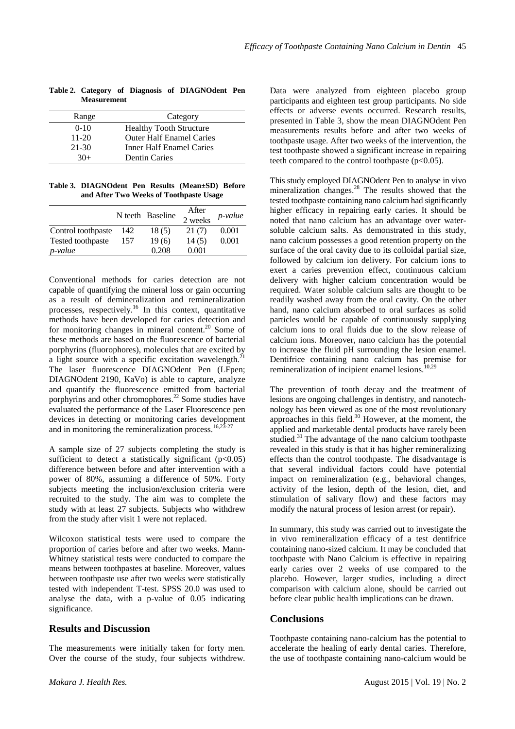**Table 2. Category of Diagnosis of DIAGNOdent Pen Measurement**

| Range | Category |
|---|---|
| 0-10 | Healthy Tooth Structure |
| 11-20 | Outer Half Enamel Caries |
| 21-30 | Inner Half Enamel Caries |
| 30+ | Dentin Caries |

**Table 3. DIAGNOdent Pen Results (Mean±SD) Before and After Two Weeks of Toothpaste Usage**

| | N teeth | Baseline | After 2 weeks | *p-value* |
|---|---|---|---|---|
| Control toothpaste | 142 | 18 (5) | 21 (7) | 0.001 |
| Tested toothpaste | 157 | 19 (6) | 14 (5) | 0.001 |
| *p-value* | | 0.208 | 0.001 | |

Conventional methods for caries detection are not capable of quantifying the mineral loss or gain occurring as a result of demineralization and remineralization processes, respectively.[16] In this context, quantitative methods have been developed for caries detection and for monitoring changes in mineral content.[20] Some of these methods are based on the fluorescence of bacterial porphyrins (fluorophores), molecules that are excited by a light source with a specific excitation wavelength.[21] The laser fluorescence DIAGNOdent Pen (LFpen; DIAGNOdent 2190, KaVo) is able to capture, analyze and quantify the fluorescence emitted from bacterial porphyrins and other chromophores.[22] Some studies have evaluated the performance of the Laser Fluorescence pen devices in detecting or monitoring caries development and in monitoring the remineralization process.[16,23-27]

A sample size of 27 subjects completing the study is sufficient to detect a statistically significant ($p<0.05$) difference between before and after intervention with a power of 80%, assuming a difference of 50%. Forty subjects meeting the inclusion/exclusion criteria were recruited to the study. The aim was to complete the study with at least 27 subjects. Subjects who withdrew from the study after visit 1 were not replaced.

Wilcoxon statistical tests were used to compare the proportion of caries before and after two weeks. Mann-Whitney statistical tests were conducted to compare the means between toothpastes at baseline. Moreover, values between toothpaste use after two weeks were statistically tested with independent T-test. SPSS 20.0 was used to analyse the data, with a p-value of 0.05 indicating significance.

## Results and Discussion

The measurements were initially taken for forty men. Over the course of the study, four subjects withdrew. Data were analyzed from eighteen placebo group participants and eighteen test group participants. No side effects or adverse events occurred. Research results, presented in Table 3, show the mean DIAGNOdent Pen measurements results before and after two weeks of toothpaste usage. After two weeks of the intervention, the test toothpaste showed a significant increase in repairing teeth compared to the control toothpaste ($p<0.05$).

This study employed DIAGNOdent Pen to analyse in vivo mineralization changes.[28] The results showed that the tested toothpaste containing nano calcium had significantly higher efficacy in repairing early caries. It should be noted that nano calcium has an advantage over water-soluble calcium salts. As demonstrated in this study, nano calcium possesses a good retention property on the surface of the oral cavity due to its colloidal partial size, followed by calcium ion delivery. For calcium ions to exert a caries prevention effect, continuous calcium delivery with higher calcium concentration would be required. Water soluble calcium salts are thought to be readily washed away from the oral cavity. On the other hand, nano calcium absorbed to oral surfaces as solid particles would be capable of continuously supplying calcium ions to oral fluids due to the slow release of calcium ions. Moreover, nano calcium has the potential to increase the fluid pH surrounding the lesion enamel. Dentifrice containing nano calcium has premise for remineralization of incipient enamel lesions.[10,29]

The prevention of tooth decay and the treatment of lesions are ongoing challenges in dentistry, and nanotechnology has been viewed as one of the most revolutionary approaches in this field.[30] However, at the moment, the applied and marketable dental products have rarely been studied.[31] The advantage of the nano calcium toothpaste revealed in this study is that it has higher remineralizing effects than the control toothpaste. The disadvantage is that several individual factors could have potential impact on remineralization (e.g., behavioral changes, activity of the lesion, depth of the lesion, diet, and stimulation of salivary flow) and these factors may modify the natural process of lesion arrest (or repair).

In summary, this study was carried out to investigate the in vivo remineralization efficacy of a test dentifrice containing nano-sized calcium. It may be concluded that toothpaste with Nano Calcium is effective in repairing early caries over 2 weeks of use compared to the placebo. However, larger studies, including a direct comparison with calcium alone, should be carried out before clear public health implications can be drawn.

## Conclusions

Toothpaste containing nano-calcium has the potential to accelerate the healing of early dental caries. Therefore, the use of toothpaste containing nano-calcium would be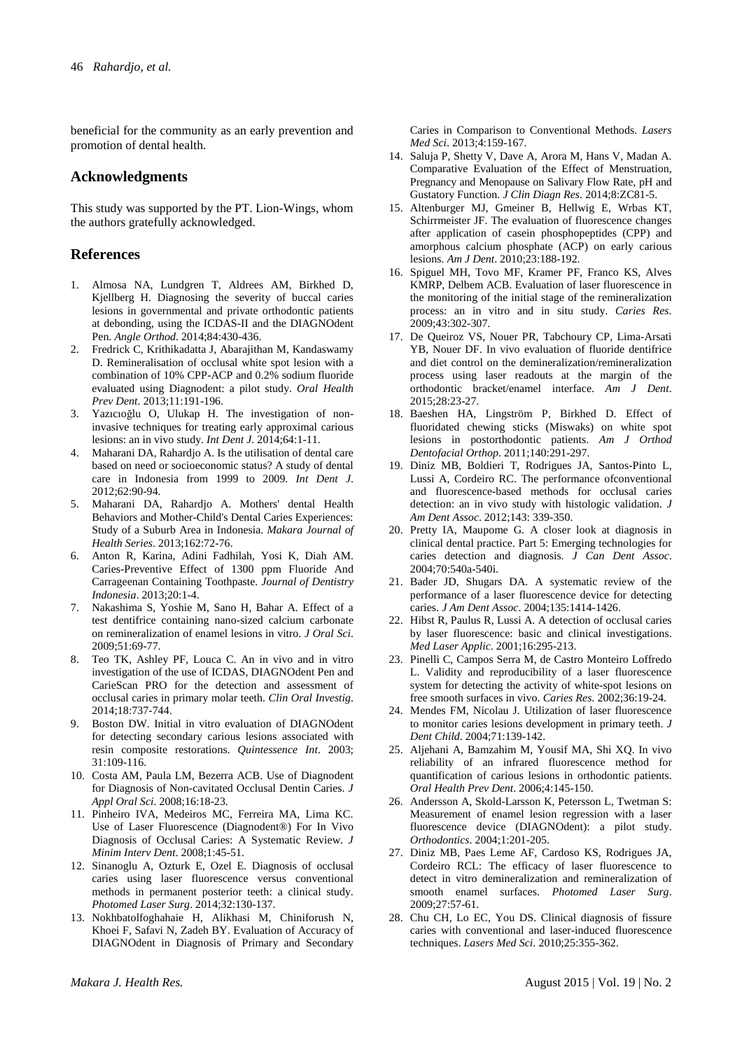beneficial for the community as an early prevention and promotion of dental health.

## Acknowledgments

This study was supported by the PT. Lion-Wings, whom the authors gratefully acknowledged.

## References

1. Almosa NA, Lundgren T, Aldrees AM, Birkhed D, Kjellberg H. Diagnosing the severity of buccal caries lesions in governmental and private orthodontic patients at debonding, using the ICDAS-II and the DIAGNOdent Pen. *Angle Orthod*. 2014;84:430-436.
2. Fredrick C, Krithikadatta J, Abarajithan M, Kandaswamy D. Remineralisation of occlusal white spot lesion with a combination of 10% CPP-ACP and 0.2% sodium fluoride evaluated using Diagnodent: a pilot study. *Oral Health Prev Dent*. 2013;11:191-196.
3. Yazıcıoğlu O, Ulukap H. The investigation of non-invasive techniques for treating early approximal carious lesions: an in vivo study. *Int Dent J*. 2014;64:1-11.
4. Maharani DA, Rahardjo A. Is the utilisation of dental care based on need or socioeconomic status? A study of dental care in Indonesia from 1999 to 2009. *Int Dent J*. 2012;62:90-94.
5. Maharani DA, Rahardjo A. Mothers' dental Health Behaviors and Mother-Child's Dental Caries Experiences: Study of a Suburb Area in Indonesia. *Makara Journal of Health Series*. 2013;162:72-76.
6. Anton R, Karina, Adini Fadhilah, Yosi K, Diah AM. Caries-Preventive Effect of 1300 ppm Fluoride And Carrageenan Containing Toothpaste. *Journal of Dentistry Indonesia*. 2013;20:1-4.
7. Nakashima S, Yoshie M, Sano H, Bahar A. Effect of a test dentifrice containing nano-sized calcium carbonate on remineralization of enamel lesions in vitro. *J Oral Sci*. 2009;51:69-77.
8. Teo TK, Ashley PF, Louca C. An in vivo and in vitro investigation of the use of ICDAS, DIAGNOdent Pen and CarieScan PRO for the detection and assessment of occlusal caries in primary molar teeth. *Clin Oral Investig*. 2014;18:737-744.
9. Boston DW. Initial in vitro evaluation of DIAGNOdent for detecting secondary carious lesions associated with resin composite restorations. *Quintessence Int*. 2003; 31:109-116.
10. Costa AM, Paula LM, Bezerra ACB. Use of Diagnodent for Diagnosis of Non-cavitated Occlusal Dentin Caries. *J Appl Oral Sci*. 2008;16:18-23.
11. Pinheiro IVA, Medeiros MC, Ferreira MA, Lima KC. Use of Laser Fluorescence (Diagnodent®) For In Vivo Diagnosis of Occlusal Caries: A Systematic Review. *J Minim Interv Dent*. 2008;1:45-51.
12. Sinanoglu A, Ozturk E, Ozel E. Diagnosis of occlusal caries using laser fluorescence versus conventional methods in permanent posterior teeth: a clinical study. *Photomed Laser Surg*. 2014;32:130-137.
13. Nokhbatolfoghahaie H, Alikhasi M, Chiniforush N, Khoei F, Safavi N, Zadeh BY. Evaluation of Accuracy of DIAGNOdent in Diagnosis of Primary and Secondary Caries in Comparison to Conventional Methods. *Lasers Med Sci*. 2013;4:159-167.
14. Saluja P, Shetty V, Dave A, Arora M, Hans V, Madan A. Comparative Evaluation of the Effect of Menstruation, Pregnancy and Menopause on Salivary Flow Rate, pH and Gustatory Function. *J Clin Diagn Res*. 2014;8:ZC81-5.
15. Altenburger MJ, Gmeiner B, Hellwig E, Wrbas KT, Schirrmeister JF. The evaluation of fluorescence changes after application of casein phosphopeptides (CPP) and amorphous calcium phosphate (ACP) on early carious lesions. *Am J Dent*. 2010;23:188-192.
16. Spiguel MH, Tovo MF, Kramer PF, Franco KS, Alves KMRP, Delbem ACB. Evaluation of laser fluorescence in the monitoring of the initial stage of the remineralization process: an in vitro and in situ study. *Caries Res*. 2009;43:302-307.
17. De Queiroz VS, Nouer PR, Tabchoury CP, Lima-Arsati YB, Nouer DF. In vivo evaluation of fluoride dentifrice and diet control on the demineralization/remineralization process using laser readouts at the margin of the orthodontic bracket/enamel interface. *Am J Dent*. 2015;28:23-27.
18. Baeshen HA, Lingström P, Birkhed D. Effect of fluoridated chewing sticks (Miswaks) on white spot lesions in postorthodontic patients. *Am J Orthod Dentofacial Orthop*. 2011;140:291-297.
19. Diniz MB, Boldieri T, Rodrigues JA, Santos-Pinto L, Lussi A, Cordeiro RC. The performance ofconventional and fluorescence-based methods for occlusal caries detection: an in vivo study with histologic validation. *J Am Dent Assoc*. 2012;143: 339-350.
20. Pretty IA, Maupome G. A closer look at diagnosis in clinical dental practice. Part 5: Emerging technologies for caries detection and diagnosis. *J Can Dent Assoc*. 2004;70:540a-540i.
21. Bader JD, Shugars DA. A systematic review of the performance of a laser fluorescence device for detecting caries. *J Am Dent Assoc*. 2004;135:1414-1426.
22. Hibst R, Paulus R, Lussi A. A detection of occlusal caries by laser fluorescence: basic and clinical investigations. *Med Laser Applic*. 2001;16:295-213.
23. Pinelli C, Campos Serra M, de Castro Monteiro Loffredo L. Validity and reproducibility of a laser fluorescence system for detecting the activity of white-spot lesions on free smooth surfaces in vivo. *Caries Res*. 2002;36:19-24.
24. Mendes FM, Nicolau J. Utilization of laser fluorescence to monitor caries lesions development in primary teeth. *J Dent Child*. 2004;71:139-142.
25. Aljehani A, Bamzahim M, Yousif MA, Shi XQ. In vivo reliability of an infrared fluorescence method for quantification of carious lesions in orthodontic patients. *Oral Health Prev Dent*. 2006;4:145-150.
26. Andersson A, Skold-Larsson K, Petersson L, Twetman S: Measurement of enamel lesion regression with a laser fluorescence device (DIAGNOdent): a pilot study. *Orthodontics*. 2004;1:201-205.
27. Diniz MB, Paes Leme AF, Cardoso KS, Rodrigues JA, Cordeiro RCL: The efficacy of laser fluorescence to detect in vitro demineralization and remineralization of smooth enamel surfaces. *Photomed Laser Surg*. 2009;27:57-61.
28. Chu CH, Lo EC, You DS. Clinical diagnosis of fissure caries with conventional and laser-induced fluorescence techniques. *Lasers Med Sci*. 2010;25:355-362.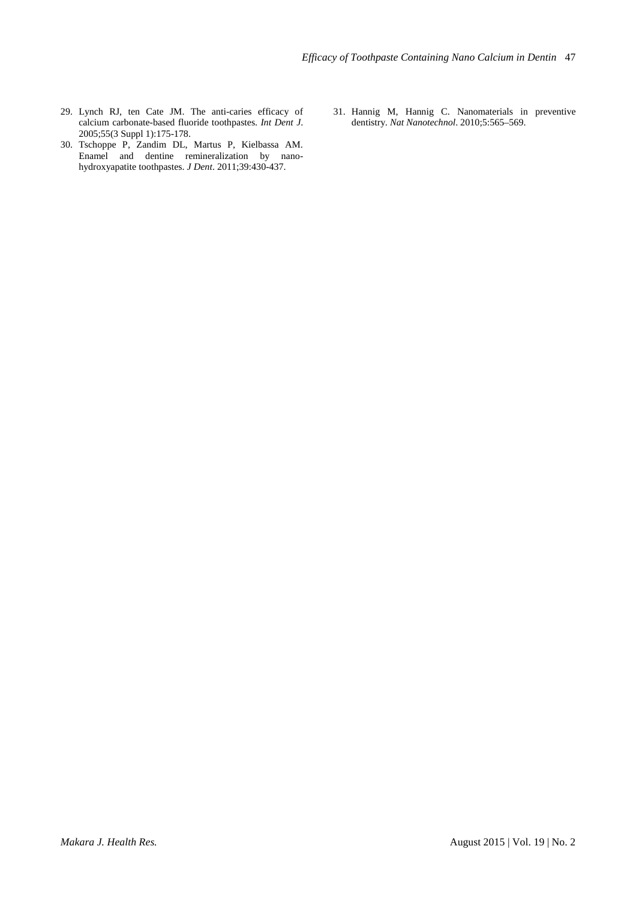29. Lynch RJ, ten Cate JM. The anti-caries efficacy of calcium carbonate-based fluoride toothpastes. *Int Dent J*. 2005;55(3 Suppl 1):175-178.
30. Tschoppe P, Zandim DL, Martus P, Kielbassa AM. Enamel and dentine remineralization by nano-hydroxyapatite toothpastes. *J Dent*. 2011;39:430-437.
31. Hannig M, Hannig C. Nanomaterials in preventive dentistry. *Nat Nanotechnol*. 2010;5:565–569.